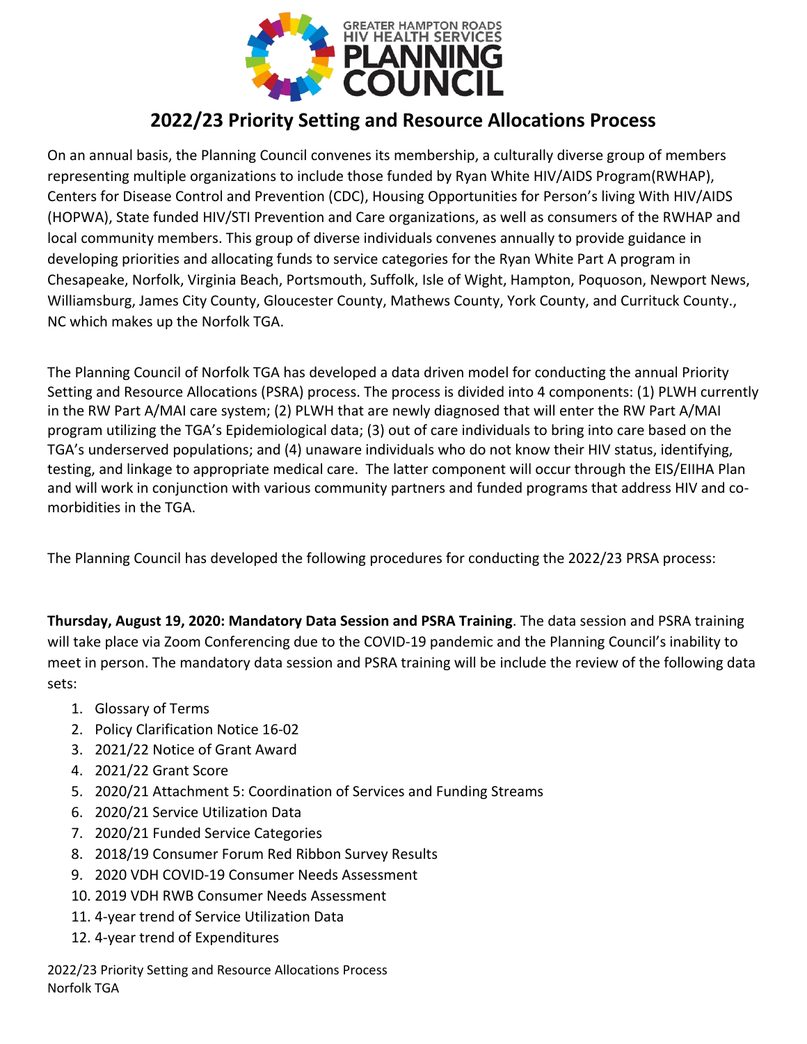GREATER HAMPTON ROADS
HIV HEALTH SERVICES
PLANNING
COUNCIL

# 2022/23 Priority Setting and Resource Allocations Process

On an annual basis, the Planning Council convenes its membership, a culturally diverse group of members representing multiple organizations to include those funded by Ryan White HIV/AIDS Program(RWHAP), Centers for Disease Control and Prevention (CDC), Housing Opportunities for Person's living With HIV/AIDS (HOPWA), State funded HIV/STI Prevention and Care organizations, as well as consumers of the RWHAP and local community members. This group of diverse individuals convenes annually to provide guidance in developing priorities and allocating funds to service categories for the Ryan White Part A program in Chesapeake, Norfolk, Virginia Beach, Portsmouth, Suffolk, Isle of Wight, Hampton, Poquoson, Newport News, Williamsburg, James City County, Gloucester County, Mathews County, York County, and Currituck County., NC which makes up the Norfolk TGA.

The Planning Council of Norfolk TGA has developed a data driven model for conducting the annual Priority Setting and Resource Allocations (PSRA) process. The process is divided into 4 components: (1) PLWH currently in the RW Part A/MAI care system; (2) PLWH that are newly diagnosed that will enter the RW Part A/MAI program utilizing the TGA's Epidemiological data; (3) out of care individuals to bring into care based on the TGA's underserved populations; and (4) unaware individuals who do not know their HIV status, identifying, testing, and linkage to appropriate medical care. The latter component will occur through the EIS/EIIHA Plan and will work in conjunction with various community partners and funded programs that address HIV and co-morbidities in the TGA.

The Planning Council has developed the following procedures for conducting the 2022/23 PRSA process:

**Thursday, August 19, 2020: Mandatory Data Session and PSRA Training**. The data session and PSRA training will take place via Zoom Conferencing due to the COVID-19 pandemic and the Planning Council's inability to meet in person. The mandatory data session and PSRA training will be include the review of the following data sets:

1. Glossary of Terms
2. Policy Clarification Notice 16-02
3. 2021/22 Notice of Grant Award
4. 2021/22 Grant Score
5. 2020/21 Attachment 5: Coordination of Services and Funding Streams
6. 2020/21 Service Utilization Data
7. 2020/21 Funded Service Categories
8. 2018/19 Consumer Forum Red Ribbon Survey Results
9. 2020 VDH COVID-19 Consumer Needs Assessment
10. 2019 VDH RWB Consumer Needs Assessment
11. 4-year trend of Service Utilization Data
12. 4-year trend of Expenditures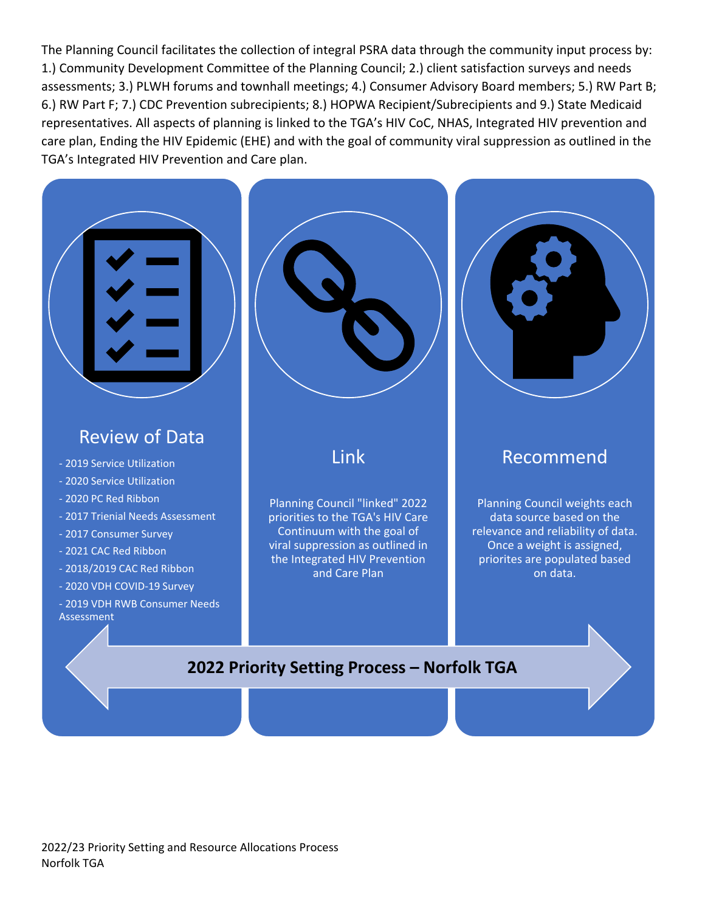The Planning Council facilitates the collection of integral PSRA data through the community input process by: 1.) Community Development Committee of the Planning Council; 2.) client satisfaction surveys and needs assessments; 3.) PLWH forums and townhall meetings; 4.) Consumer Advisory Board members; 5.) RW Part B; 6.) RW Part F; 7.) CDC Prevention subrecipients; 8.) HOPWA Recipient/Subrecipients and 9.) State Medicaid representatives. All aspects of planning is linked to the TGA's HIV CoC, NHAS, Integrated HIV prevention and care plan, Ending the HIV Epidemic (EHE) and with the goal of community viral suppression as outlined in the TGA's Integrated HIV Prevention and Care plan.

## Review of Data

- 2019 Service Utilization
- 2020 Service Utilization
- 2020 PC Red Ribbon
- 2017 Trienial Needs Assessment
- 2017 Consumer Survey
- 2021 CAC Red Ribbon
- 2018/2019 CAC Red Ribbon
- 2020 VDH COVID-19 Survey
- 2019 VDH RWB Consumer Needs Assessment

## Link

Planning Council "linked" 2022 priorities to the TGA's HIV Care Continuum with the goal of viral suppression as outlined in the Integrated HIV Prevention and Care Plan

## Recommend

Planning Council weights each data source based on the relevance and reliability of data. Once a weight is assigned, priorites are populated based on data.

**2022 Priority Setting Process – Norfolk TGA**

2022/23 Priority Setting and Resource Allocations Process
Norfolk TGA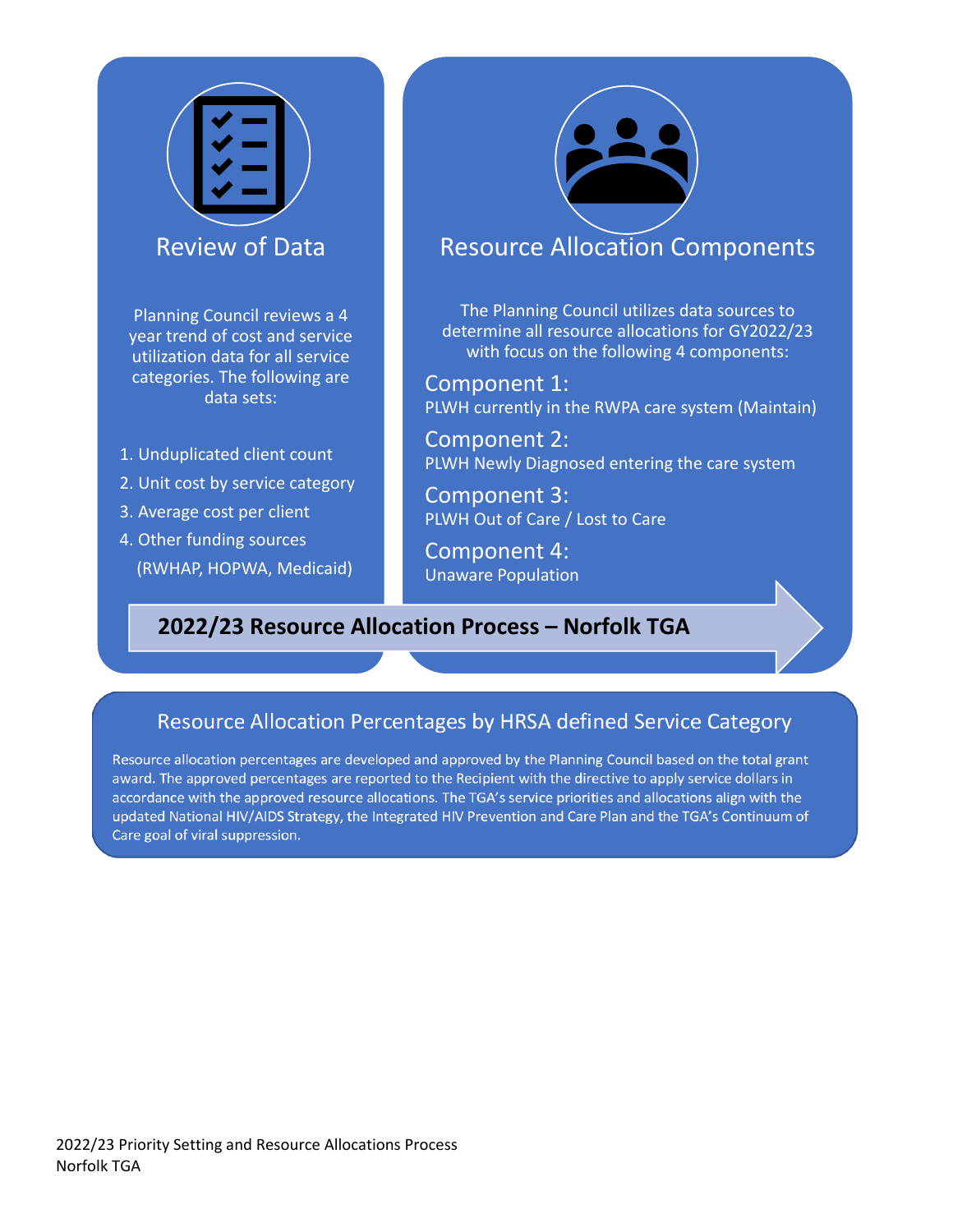## Review of Data

Planning Council reviews a 4 year trend of cost and service utilization data for all service categories. The following are data sets:

1. Unduplicated client count
2. Unit cost by service category
3. Average cost per client
4. Other funding sources (RWHAP, HOPWA, Medicaid)

## Resource Allocation Components

The Planning Council utilizes data sources to determine all resource allocations for GY2022/23 with focus on the following 4 components:

**Component 1:**
PLWH currently in the RWPA care system (Maintain)

**Component 2:**
PLWH Newly Diagnosed entering the care system

**Component 3:**
PLWH Out of Care / Lost to Care

**Component 4:**
Unaware Population

**2022/23 Resource Allocation Process – Norfolk TGA**

## Resource Allocation Percentages by HRSA defined Service Category

Resource allocation percentages are developed and approved by the Planning Council based on the total grant award. The approved percentages are reported to the Recipient with the directive to apply service dollars in accordance with the approved resource allocations. The TGA's service priorities and allocations align with the updated National HIV/AIDS Strategy, the Integrated HIV Prevention and Care Plan and the TGA's Continuum of Care goal of viral suppression.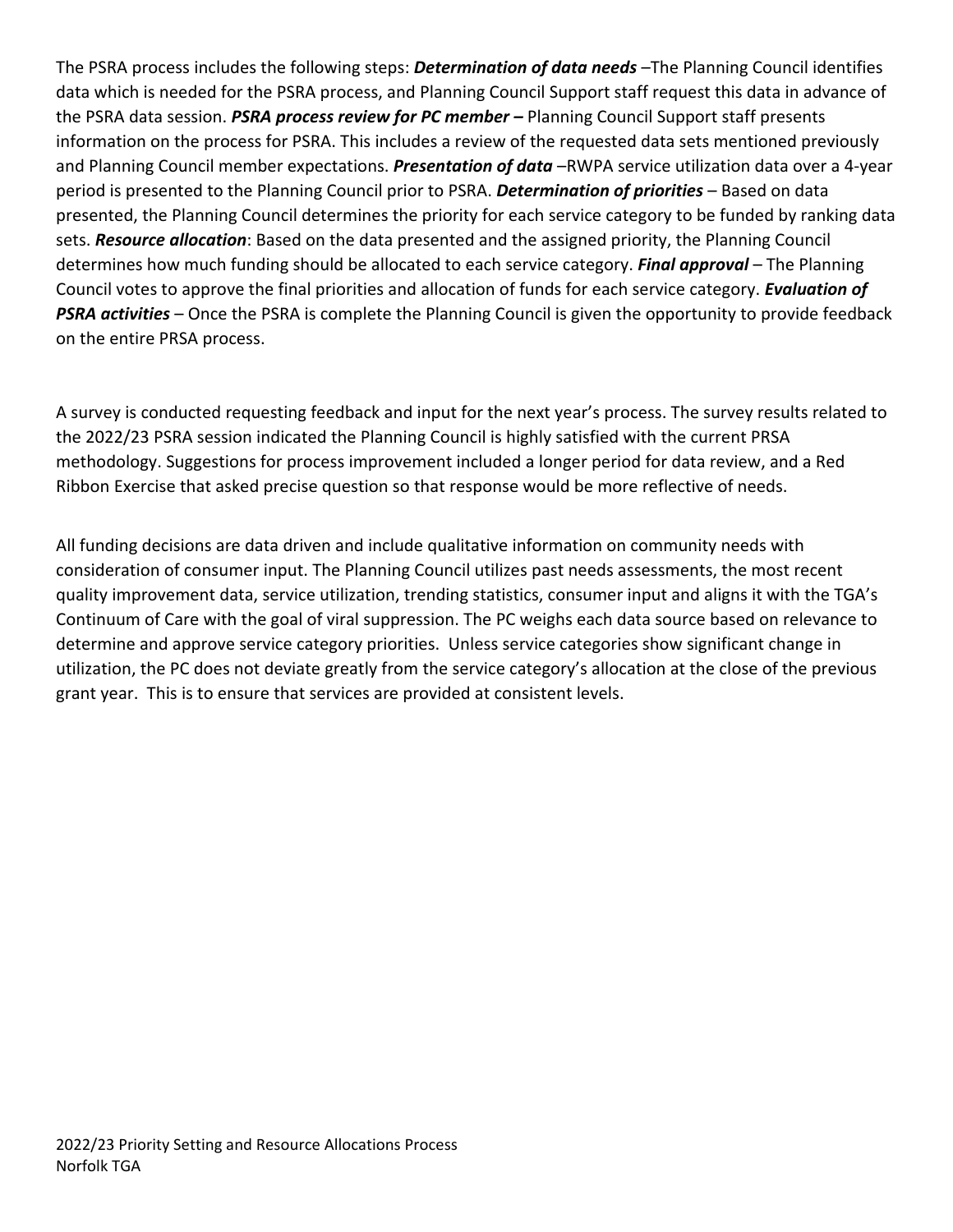The PSRA process includes the following steps: ***Determination of data needs*** –The Planning Council identifies data which is needed for the PSRA process, and Planning Council Support staff request this data in advance of the PSRA data session. ***PSRA process review for PC member –*** Planning Council Support staff presents information on the process for PSRA. This includes a review of the requested data sets mentioned previously and Planning Council member expectations. ***Presentation of data*** –RWPA service utilization data over a 4-year period is presented to the Planning Council prior to PSRA. ***Determination of priorities*** – Based on data presented, the Planning Council determines the priority for each service category to be funded by ranking data sets. ***Resource allocation***: Based on the data presented and the assigned priority, the Planning Council determines how much funding should be allocated to each service category. ***Final approval*** – The Planning Council votes to approve the final priorities and allocation of funds for each service category. ***Evaluation of PSRA activities*** – Once the PSRA is complete the Planning Council is given the opportunity to provide feedback on the entire PRSA process.

A survey is conducted requesting feedback and input for the next year's process. The survey results related to the 2022/23 PSRA session indicated the Planning Council is highly satisfied with the current PRSA methodology. Suggestions for process improvement included a longer period for data review, and a Red Ribbon Exercise that asked precise question so that response would be more reflective of needs.

All funding decisions are data driven and include qualitative information on community needs with consideration of consumer input. The Planning Council utilizes past needs assessments, the most recent quality improvement data, service utilization, trending statistics, consumer input and aligns it with the TGA's Continuum of Care with the goal of viral suppression. The PC weighs each data source based on relevance to determine and approve service category priorities. Unless service categories show significant change in utilization, the PC does not deviate greatly from the service category's allocation at the close of the previous grant year. This is to ensure that services are provided at consistent levels.